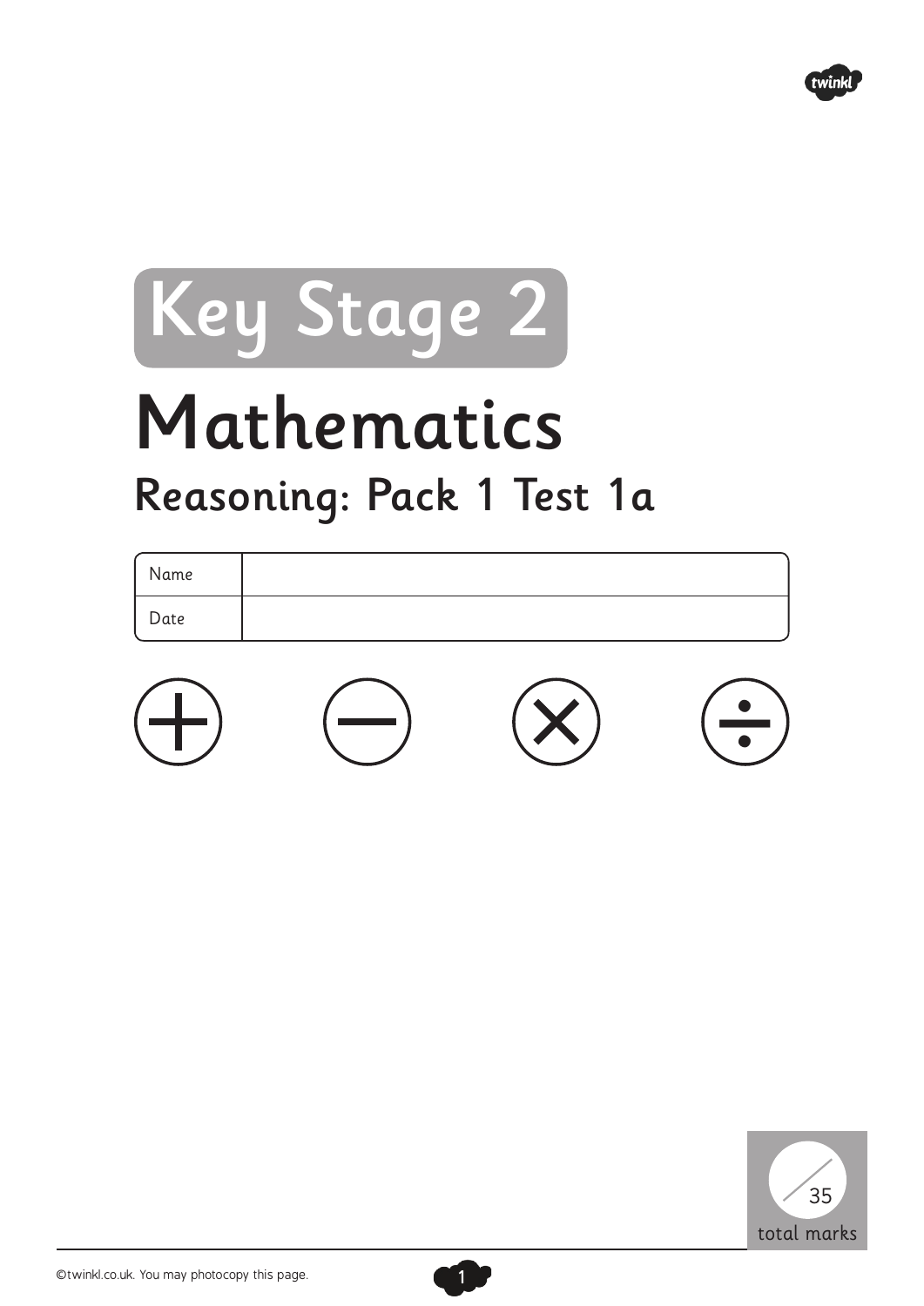# Key Stage 2

# Mathematics

## Reasoning: Pack 1 Test 1a

| Name | |
|---|---|
| Date | |

+ − × ÷

/35 total marks

©twinkl.co.uk. You may photocopy this page.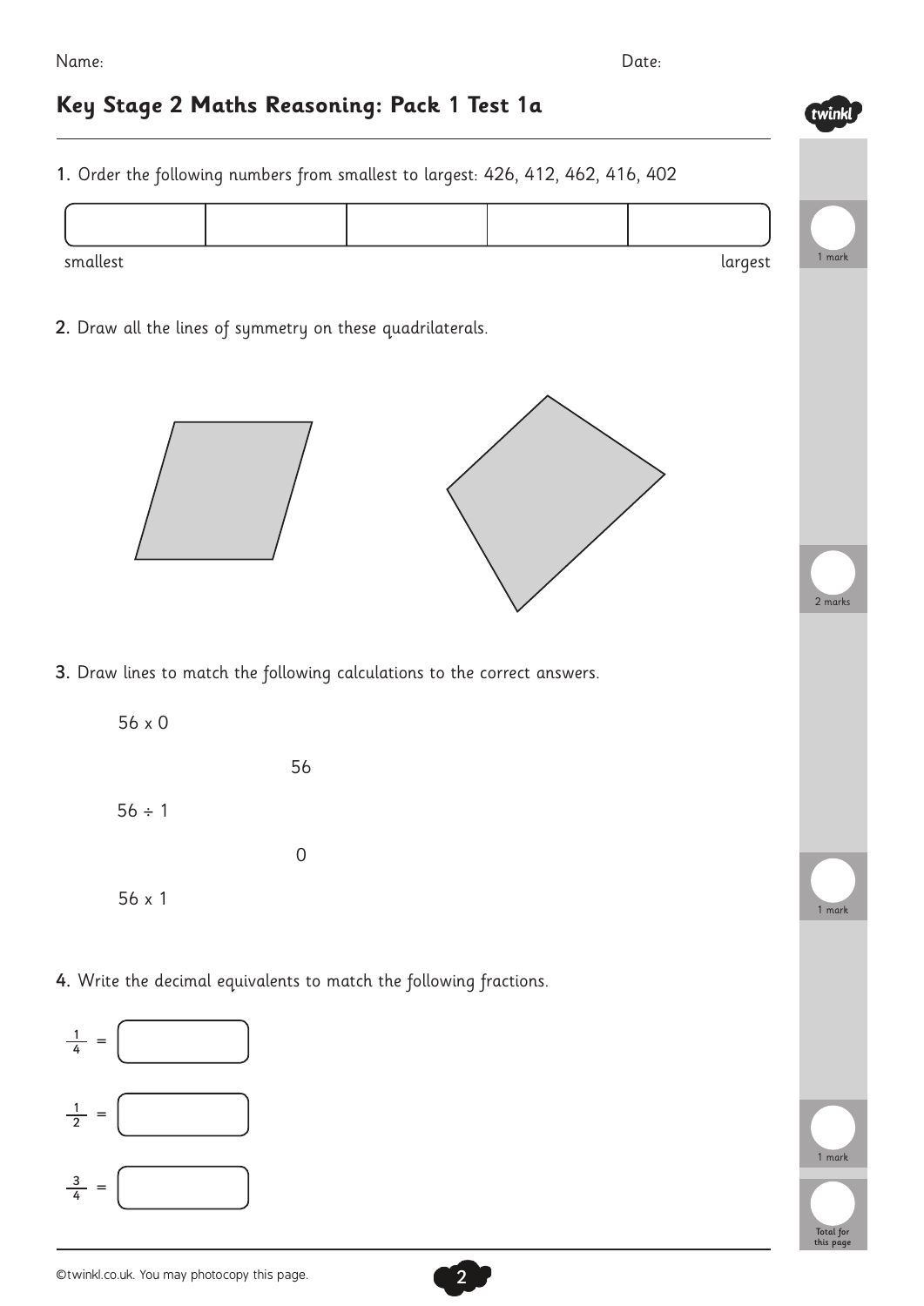Name: Date:

# Key Stage 2 Maths Reasoning: Pack 1 Test 1a

1. Order the following numbers from smallest to largest: 426, 412, 462, 416, 402

| | | | | |
|---|---|---|---|---|
| | | | | |

smallest largest

1 mark

2. Draw all the lines of symmetry on these quadrilaterals.

2 marks

3. Draw lines to match the following calculations to the correct answers.

56 x 0

56

56 ÷ 1

0

56 x 1

1 mark

4. Write the decimal equivalents to match the following fractions.

$\frac{1}{4}$ = 

$\frac{1}{2}$ = 

$\frac{3}{4}$ = 

1 mark

Total for this page

©twinkl.co.uk. You may photocopy this page.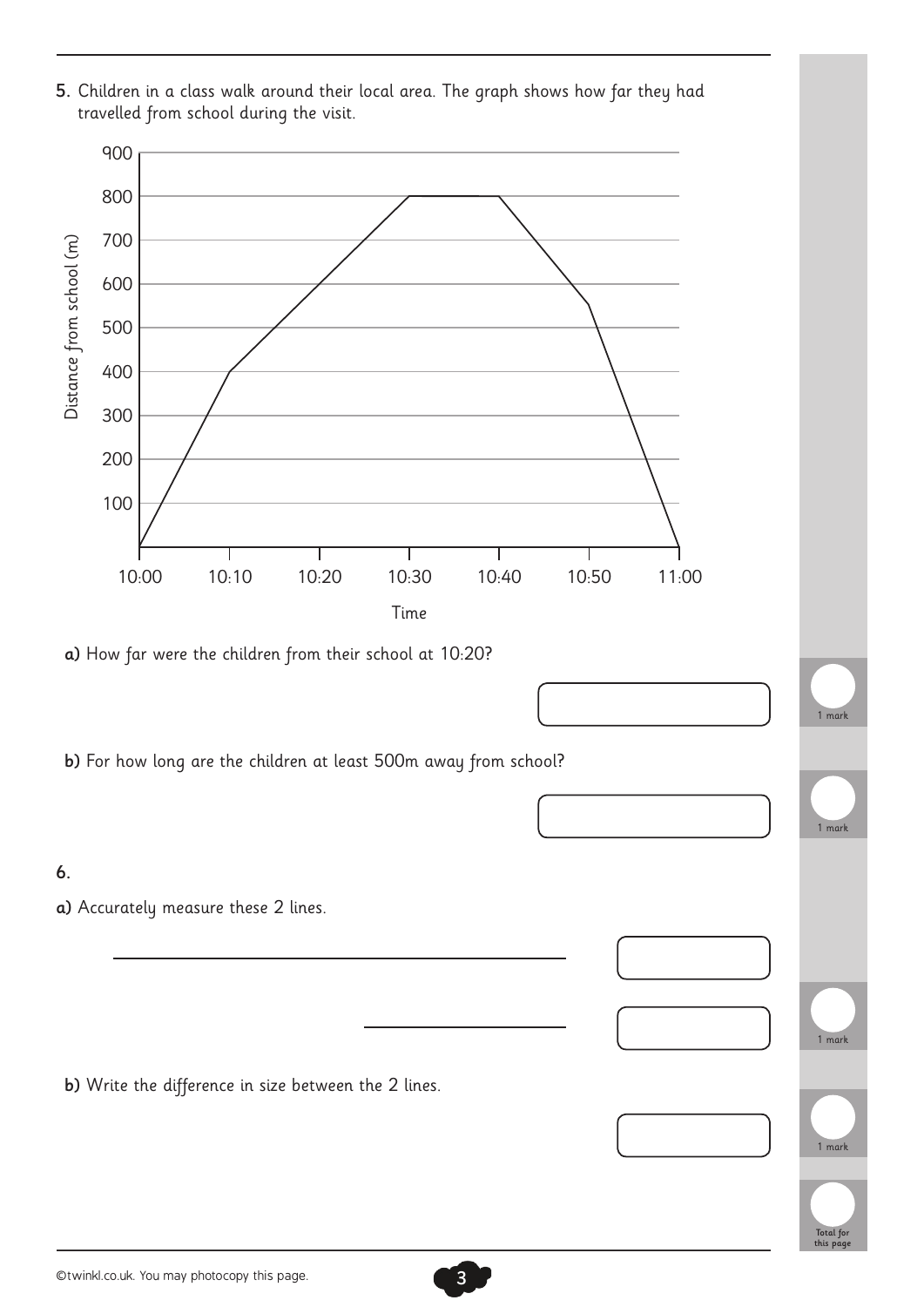5. Children in a class walk around their local area. The graph shows how far they had travelled from school during the visit.

Distance from school (m)

900
800
700
600
500
400
300
200
100

10:00 10:10 10:20 10:30 10:40 10:50 11:00

Time

**a)** How far were the children from their school at 10:20?

1 mark

**b)** For how long are the children at least 500m away from school?

1 mark

**6.**

**a)** Accurately measure these 2 lines.

1 mark

**b)** Write the difference in size between the 2 lines.

1 mark

Total for this page

©twinkl.co.uk. You may photocopy this page.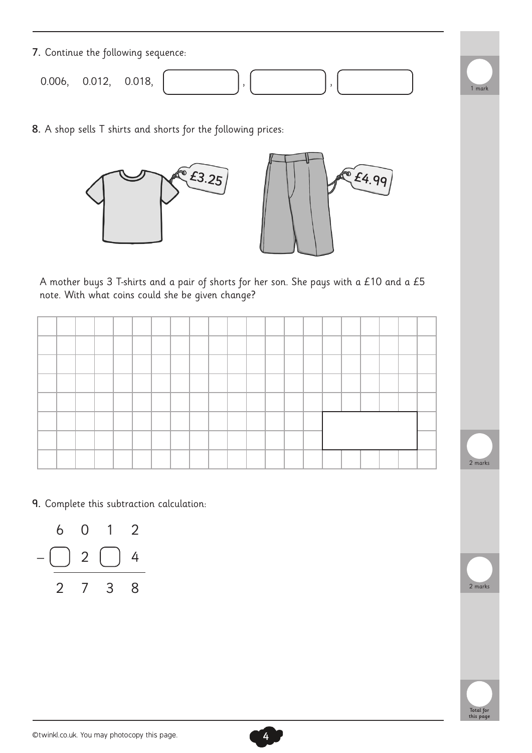7. Continue the following sequence:

0.006, 0.012, 0.018, [ ], [ ], [ ]

1 mark

8. A shop sells T shirts and shorts for the following prices:

£3.25 £4.99

A mother buys 3 T-shirts and a pair of shorts for her son. She pays with a £10 and a £5 note. With what coins could she be given change?

2 marks

9. Complete this subtraction calculation:

```
  6 0 1 2
− □ 2 □ 4
  2 7 3 8
```

2 marks

Total for this page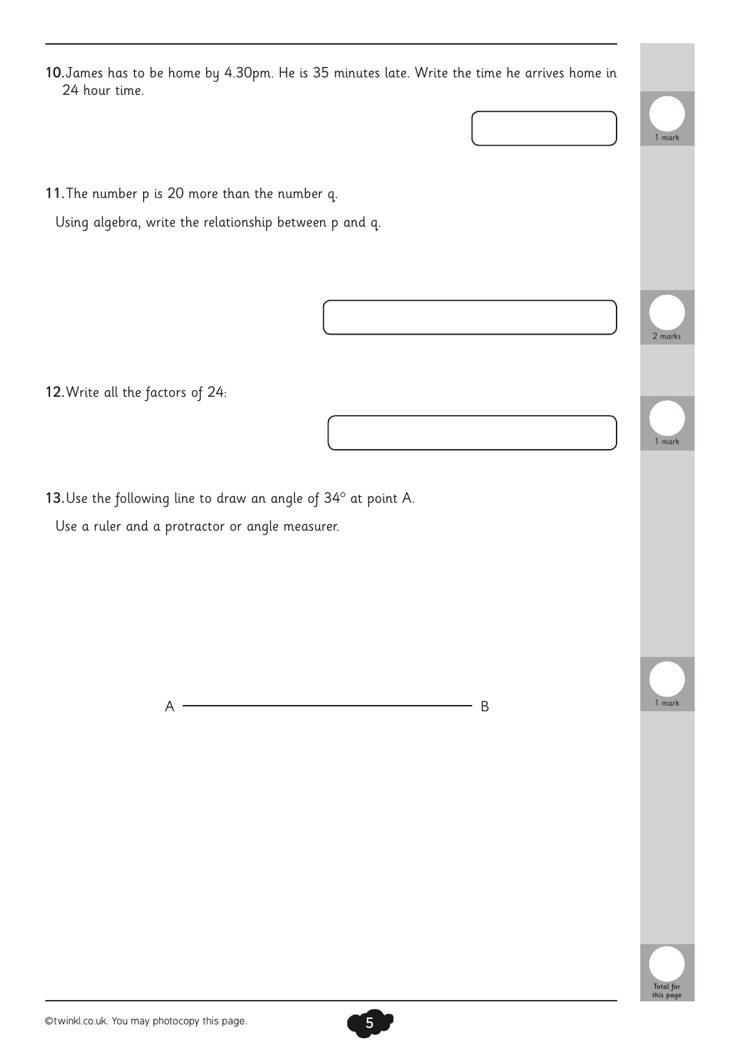10. James has to be home by 4.30pm. He is 35 minutes late. Write the time he arrives home in 24 hour time.

1 mark

11. The number p is 20 more than the number q.

Using algebra, write the relationship between p and q.

2 marks

12. Write all the factors of 24:

1 mark

13. Use the following line to draw an angle of 34° at point A.

Use a ruler and a protractor or angle measurer.

A ———————————————— B

1 mark

Total for this page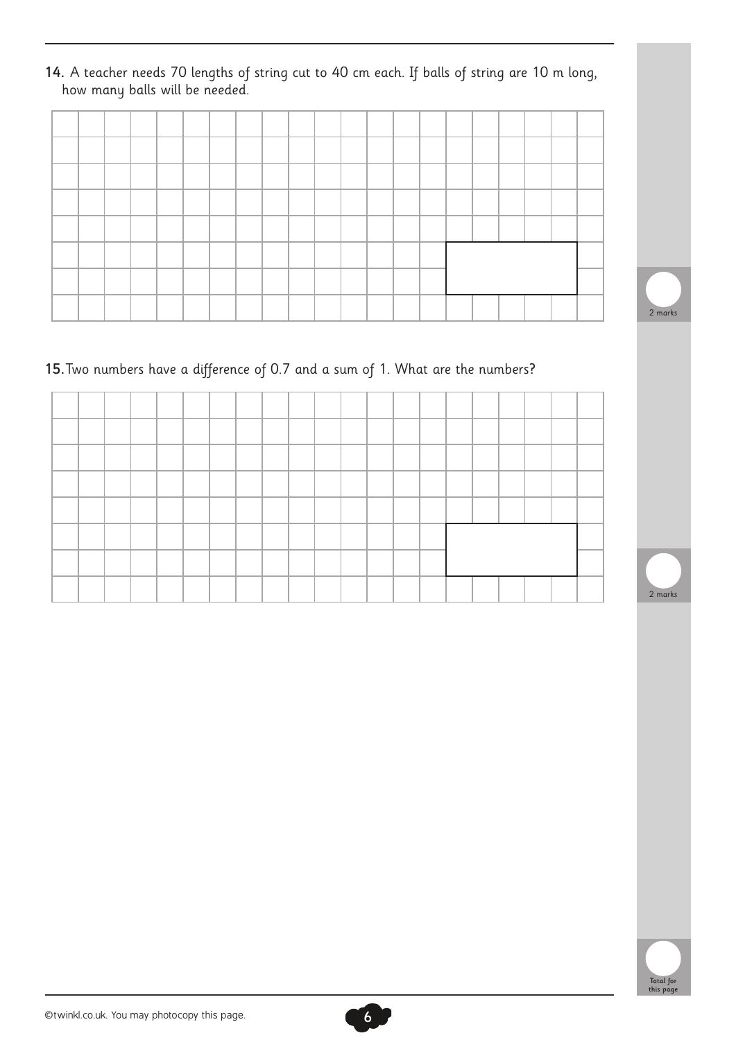14. A teacher needs 70 lengths of string cut to 40 cm each. If balls of string are 10 m long, how many balls will be needed.

2 marks

15. Two numbers have a difference of 0.7 and a sum of 1. What are the numbers?

2 marks

Total for this page

©twinkl.co.uk. You may photocopy this page.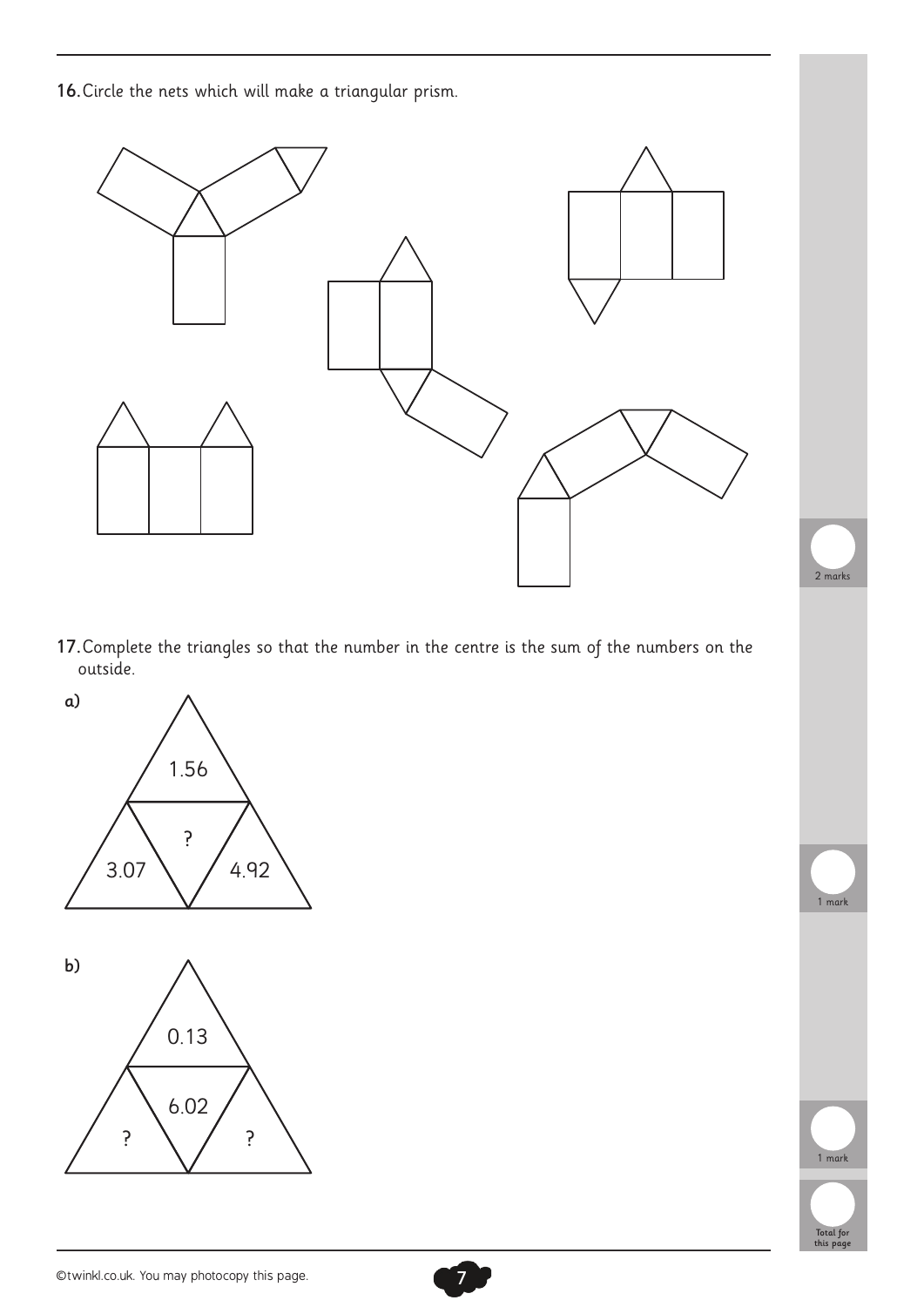**16.** Circle the nets which will make a triangular prism.

2 marks

**17.** Complete the triangles so that the number in the centre is the sum of the numbers on the outside.

**a)**

| Position | Value |
| --- | --- |
| Top | 1.56 |
| Left | 3.07 |
| Right | 4.92 |
| Centre | ? |

1 mark

**b)**

| Position | Value |
| --- | --- |
| Top | 0.13 |
| Left | ? |
| Right | ? |
| Centre | 6.02 |

1 mark

Total for this page

©twinkl.co.uk. You may photocopy this page.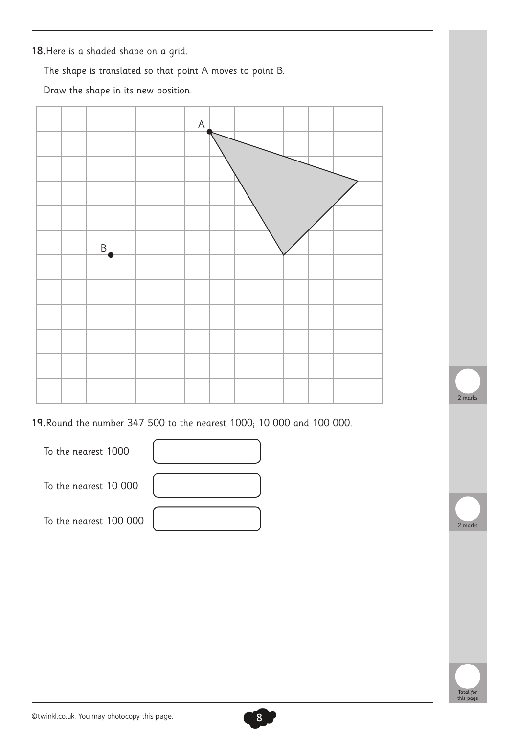**18.** Here is a shaded shape on a grid.

The shape is translated so that point A moves to point B.

Draw the shape in its new position.

A

B

2 marks

**19.** Round the number 347 500 to the nearest 1000; 10 000 and 100 000.

To the nearest 1000 [ ]

To the nearest 10 000 [ ]

To the nearest 100 000 [ ]

2 marks

Total for this page

©twinkl.co.uk. You may photocopy this page.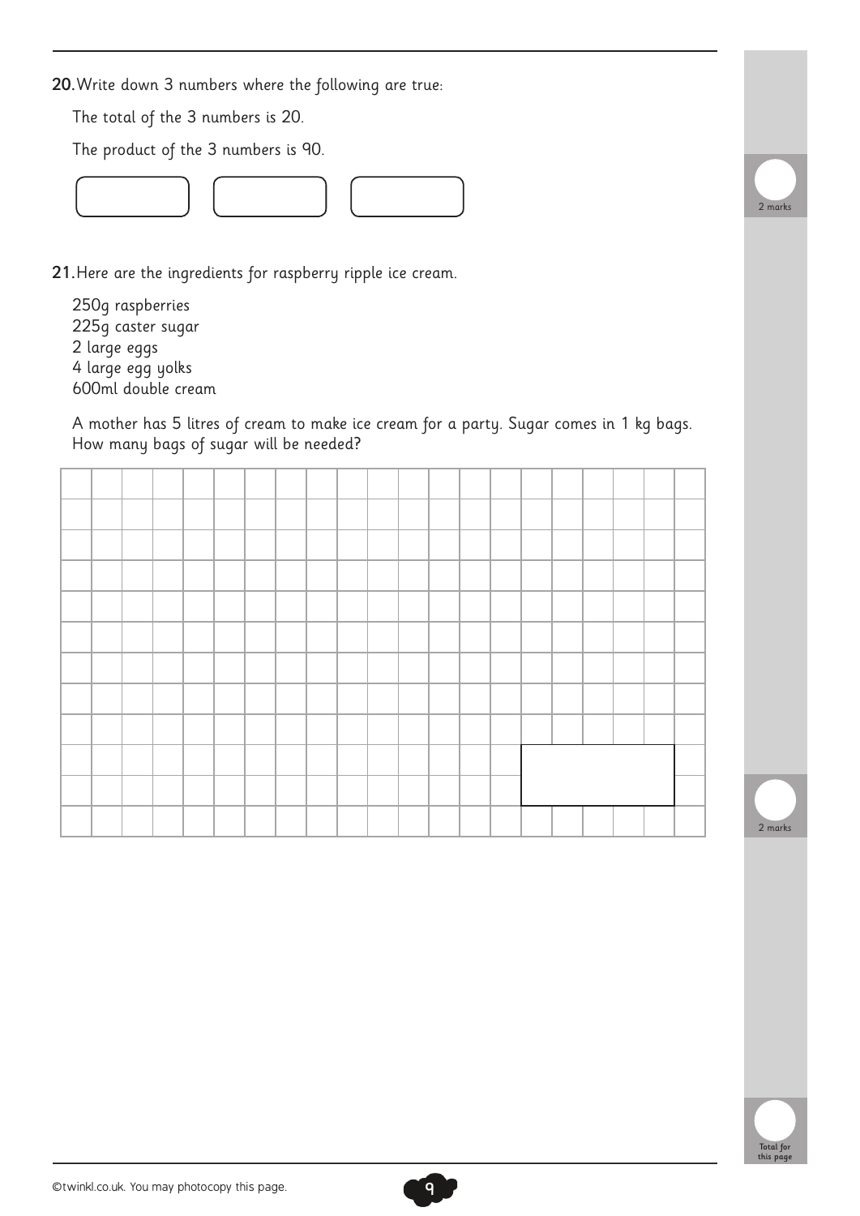20. Write down 3 numbers where the following are true:

The total of the 3 numbers is 20.

The product of the 3 numbers is 90.

2 marks

21. Here are the ingredients for raspberry ripple ice cream.

250g raspberries
225g caster sugar
2 large eggs
4 large egg yolks
600ml double cream

A mother has 5 litres of cream to make ice cream for a party. Sugar comes in 1 kg bags. How many bags of sugar will be needed?

2 marks

Total for this page

©twinkl.co.uk. You may photocopy this page.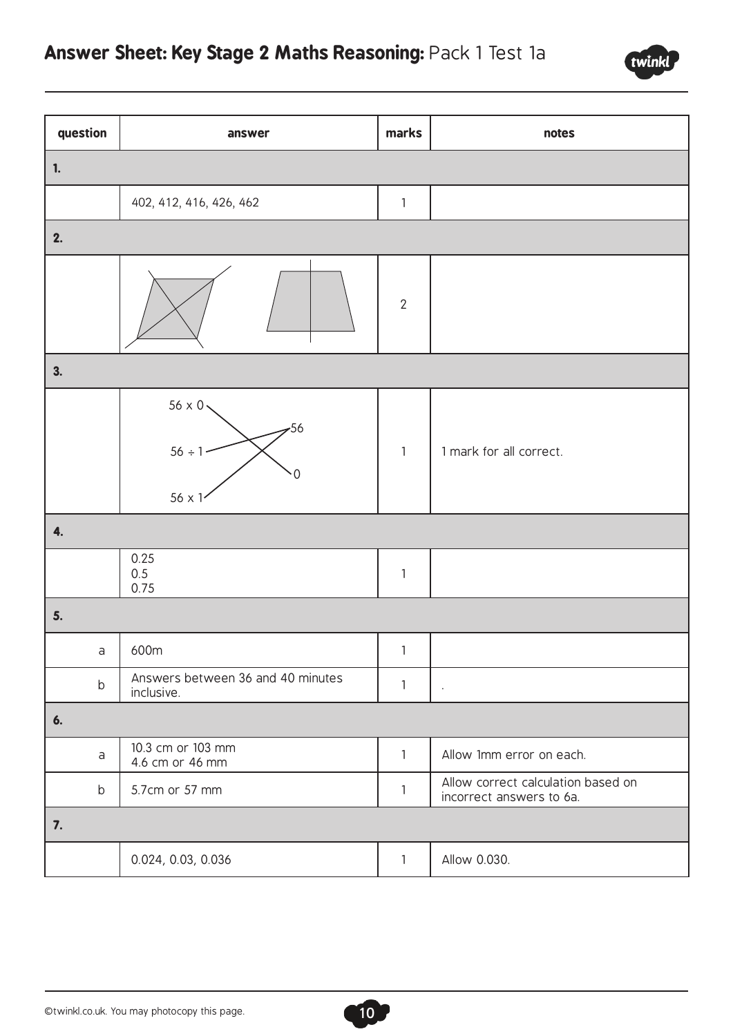# Answer Sheet: Key Stage 2 Maths Reasoning: Pack 1 Test 1a

| question | answer | marks | notes |
|---|---|---|---|
| **1.** | | | |
| | 402, 412, 416, 426, 462 | 1 | |
| **2.** | | | |
| | | 2 | |
| **3.** | | | |
| | 56 x 0 → 0<br>56 ÷ 1 → 56<br>56 x 1 → 56 | 1 | 1 mark for all correct. |
| **4.** | | | |
| | 0.25<br>0.5<br>0.75 | 1 | |
| **5.** | | | |
| a | 600m | 1 | |
| b | Answers between 36 and 40 minutes inclusive. | 1 | . |
| **6.** | | | |
| a | 10.3 cm or 103 mm<br>4.6 cm or 46 mm | 1 | Allow 1mm error on each. |
| b | 5.7cm or 57 mm | 1 | Allow correct calculation based on incorrect answers to 6a. |
| **7.** | | | |
| | 0.024, 0.03, 0.036 | 1 | Allow 0.030. |

©twinkl.co.uk. You may photocopy this page.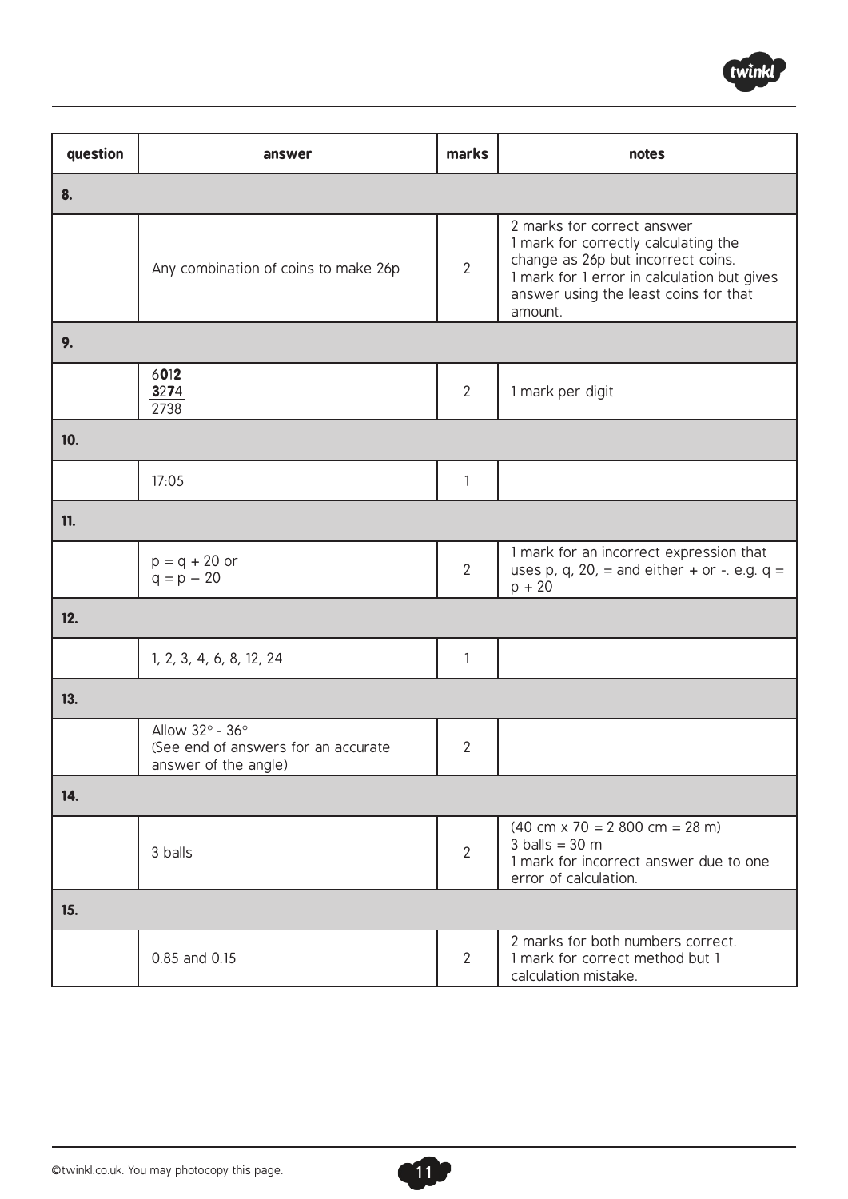| question | answer | marks | notes |
| --- | --- | --- | --- |
| **8.** | | | |
| | Any combination of coins to make 26p | 2 | 2 marks for correct answer<br>1 mark for correctly calculating the change as 26p but incorrect coins.<br>1 mark for 1 error in calculation but gives answer using the least coins for that amount. |
| **9.** | | | |
| | 6**01****2**<br>**3**2**7**4<br>2738 | 2 | 1 mark per digit |
| **10.** | | | |
| | 17:05 | 1 | |
| **11.** | | | |
| | $p = q + 20$ or<br>$q = p - 20$ | 2 | 1 mark for an incorrect expression that uses p, q, 20, = and either + or -. e.g. $q = p + 20$ |
| **12.** | | | |
| | 1, 2, 3, 4, 6, 8, 12, 24 | 1 | |
| **13.** | | | |
| | Allow 32° - 36°<br>(See end of answers for an accurate answer of the angle) | 2 | |
| **14.** | | | |
| | 3 balls | 2 | (40 cm x 70 = 2 800 cm = 28 m)<br>3 balls = 30 m<br>1 mark for incorrect answer due to one error of calculation. |
| **15.** | | | |
| | 0.85 and 0.15 | 2 | 2 marks for both numbers correct.<br>1 mark for correct method but 1 calculation mistake. |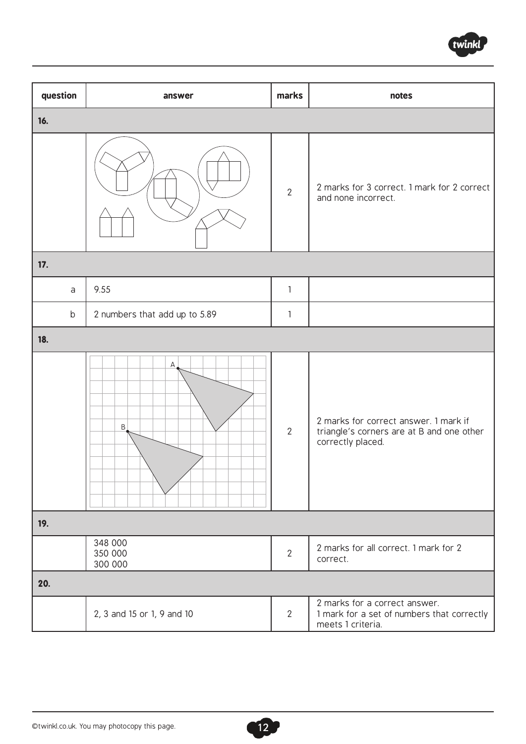| question | answer | marks | notes |
| --- | --- | --- | --- |
| **16.** | | | |
| | | 2 | 2 marks for 3 correct. 1 mark for 2 correct and none incorrect. |
| **17.** | | | |
| a | 9.55 | 1 | |
| b | 2 numbers that add up to 5.89 | 1 | |
| **18.** | | | |
| | A B | 2 | 2 marks for correct answer. 1 mark if triangle's corners are at B and one other correctly placed. |
| **19.** | | | |
| | 348 000<br>350 000<br>300 000 | 2 | 2 marks for all correct. 1 mark for 2 correct. |
| **20.** | | | |
| | 2, 3 and 15 or 1, 9 and 10 | 2 | 2 marks for a correct answer.<br>1 mark for a set of numbers that correctly meets 1 criteria. |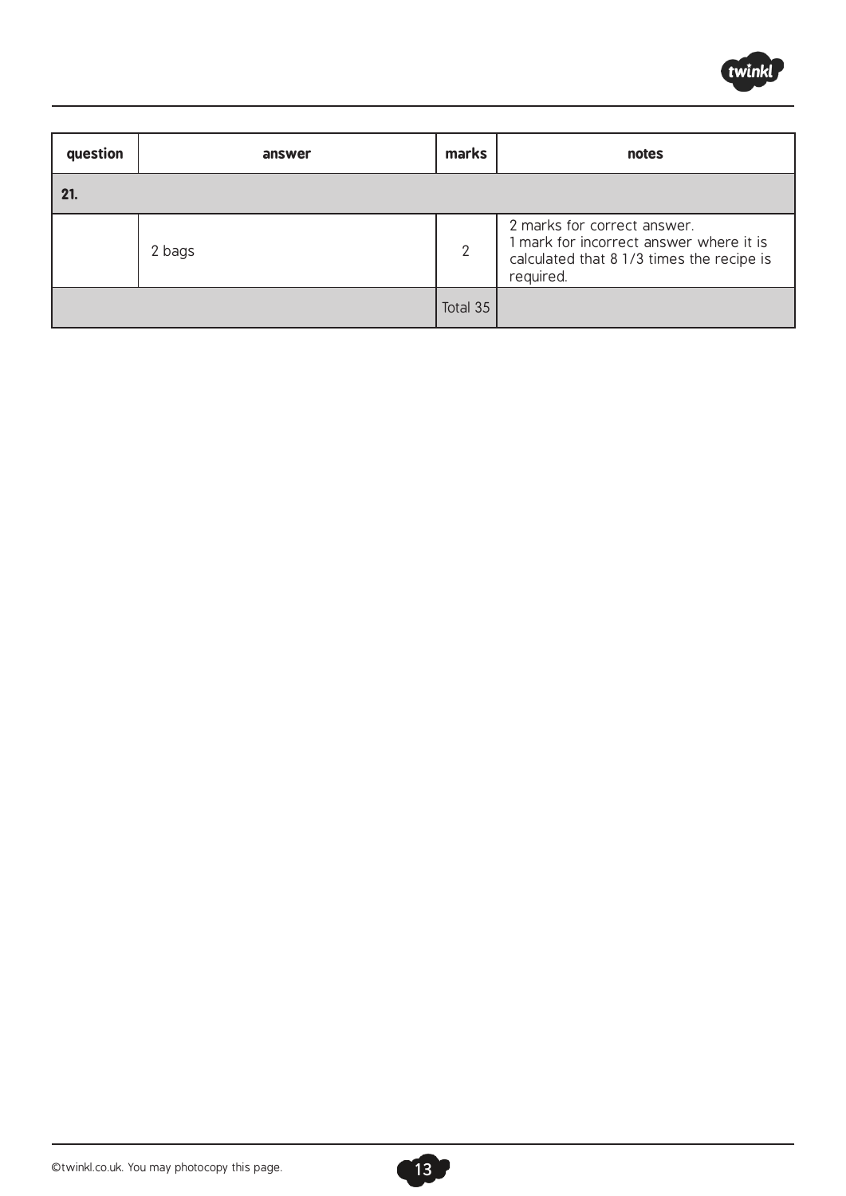| question | answer | marks | notes |
|---|---|---|---|
| **21.** | | | |
| | 2 bags | 2 | 2 marks for correct answer. 1 mark for incorrect answer where it is calculated that 8 1/3 times the recipe is required. |
| | | Total 35 | |